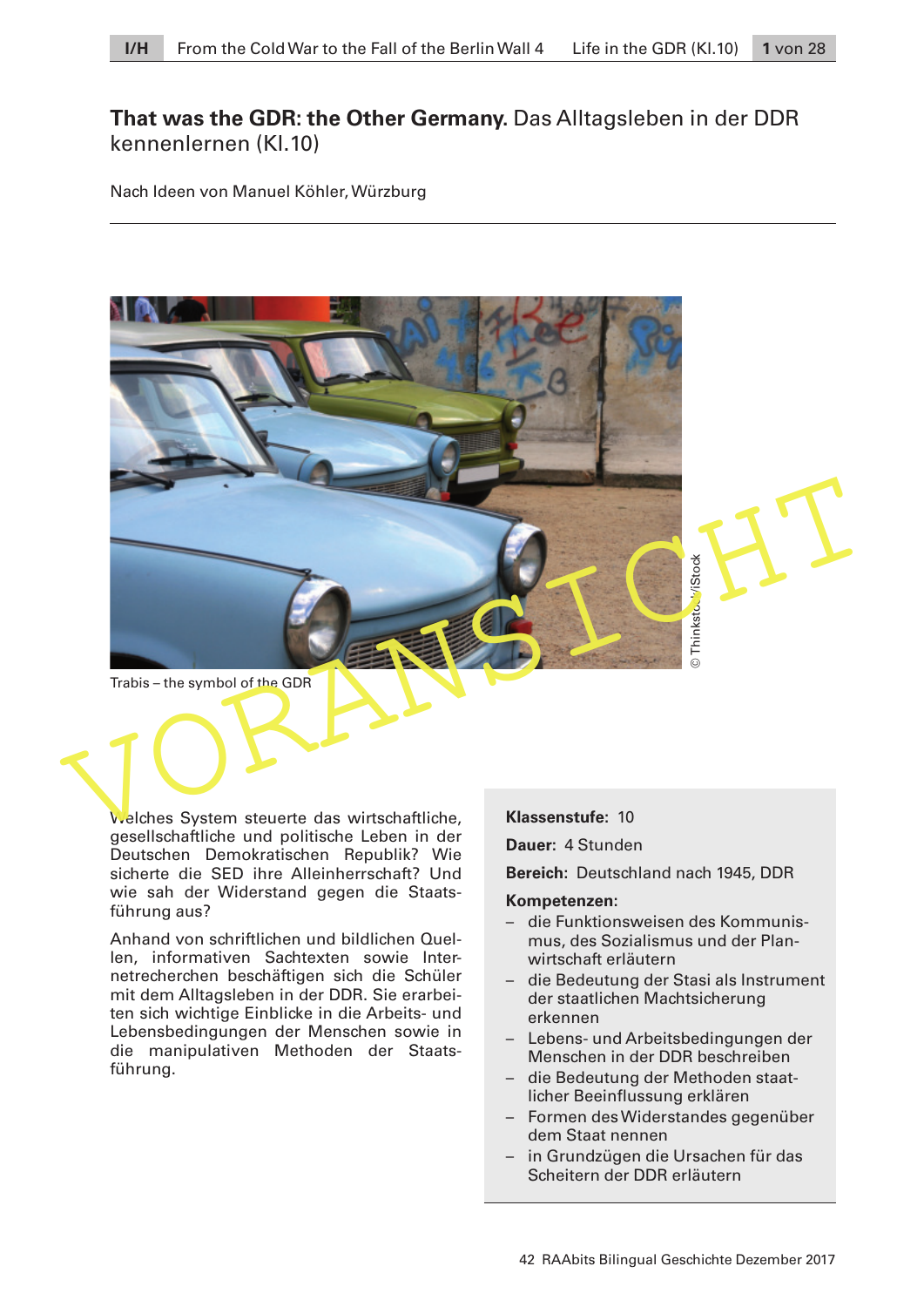# **That was the GDR: the Other Germany.** Das Alltagsleben in der DDR kennenlernen (Kl.10)

Nach Ideen von Manuel Köhler, Würzburg

Trabis – the symbol of the GDR

© Thinkstock/iStock

Welches System steuerte das wirtschaftliche, gesellschaftliche und politische Leben in der Deutschen Demokratischen Republik? Wie sicherte die SED ihre Alleinherrschaft? Und wie sah der Widerstand gegen die Staatsführung aus?

Anhand von schriftlichen und bildlichen Quellen, informativen Sachtexten sowie Internetrecherchen beschäftigen sich die Schüler mit dem Alltagsleben in der DDR. Sie erarbeiten sich wichtige Einblicke in die Arbeits- und Lebensbedingungen der Menschen sowie in die manipulativen Methoden der Staatsführung.

**Klassenstufe:** 10

**Dauer:** 4 Stunden

**Bereich:** Deutschland nach 1945, DDR

**Kompetenzen:**

- die Funktionsweisen des Kommunismus, des Sozialismus und der Planwirtschaft erläutern
- die Bedeutung der Stasi als Instrument der staatlichen Machtsicherung erkennen
- Lebens- und Arbeitsbedingungen der Menschen in der DDR beschreiben
- die Bedeutung der Methoden staatlicher Beeinflussung erklären
- Formen des Widerstandes gegenüber dem Staat nennen
- in Grundzügen die Ursachen für das Scheitern der DDR erläutern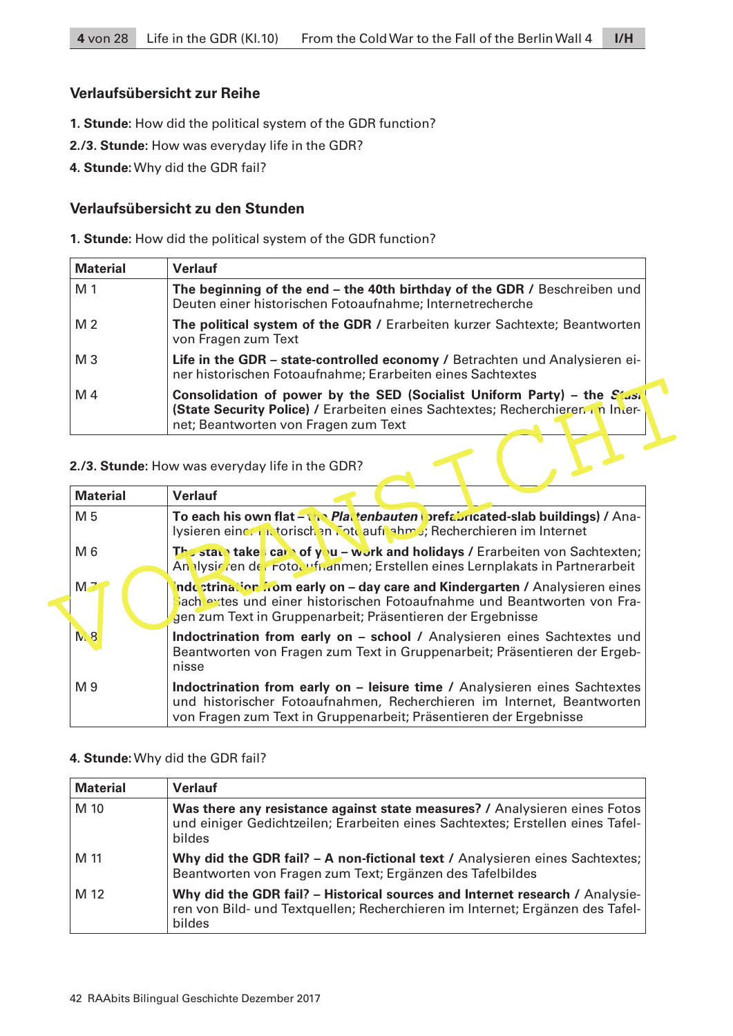## Verlaufsübersicht zur Reihe

**1. Stunde:** How did the political system of the GDR function?

**2./3. Stunde:** How was everyday life in the GDR?

**4. Stunde:** Why did the GDR fail?

## Verlaufsübersicht zu den Stunden

**1. Stunde:** How did the political system of the GDR function?

| Material | Verlauf |
|---|---|
| M 1 | **The beginning of the end – the 40th birthday of the GDR /** Beschreiben und Deuten einer historischen Fotoaufnahme; Internetrecherche |
| M 2 | **The political system of the GDR /** Erarbeiten kurzer Sachtexte; Beantworten von Fragen zum Text |
| M 3 | **Life in the GDR – state-controlled economy /** Betrachten und Analysieren einer historischen Fotoaufnahme; Erarbeiten eines Sachtextes |
| M 4 | **Consolidation of power by the SED (Socialist Uniform Party) – the Stasi (State Security Police) /** Erarbeiten eines Sachtextes; Recherchieren im Internet; Beantworten von Fragen zum Text |

**2./3. Stunde:** How was everyday life in the GDR?

| Material | Verlauf |
|---|---|
| M 5 | **To each his own flat – the *Plattenbauten* (prefabricated-slab buildings) /** Analysieren einer historischen Fotoaufnahme; Recherchieren im Internet |
| M 6 | **The state takes care of you – work and holidays /** Erarbeiten von Sachtexten; Analysieren der Fotoaufnahmen; Erstellen eines Lernplakats in Partnerarbeit |
| M 7 | **Indoctrination from early on – day care and Kindergarten /** Analysieren eines Sachtextes und einer historischen Fotoaufnahme und Beantworten von Fragen zum Text in Gruppenarbeit; Präsentieren der Ergebnisse |
| M 8 | **Indoctrination from early on – school /** Analysieren eines Sachtextes und Beantworten von Fragen zum Text in Gruppenarbeit; Präsentieren der Ergebnisse |
| M 9 | **Indoctrination from early on – leisure time /** Analysieren eines Sachtextes und historischer Fotoaufnahmen, Recherchieren im Internet, Beantworten von Fragen zum Text in Gruppenarbeit; Präsentieren der Ergebnisse |

**4. Stunde:** Why did the GDR fail?

| Material | Verlauf |
|---|---|
| M 10 | **Was there any resistance against state measures? /** Analysieren eines Fotos und einiger Gedichtzeilen; Erarbeiten eines Sachtextes; Erstellen eines Tafelbildes |
| M 11 | **Why did the GDR fail? – A non-fictional text /** Analysieren eines Sachtextes; Beantworten von Fragen zum Text; Ergänzen des Tafelbildes |
| M 12 | **Why did the GDR fail? – Historical sources and Internet research /** Analysieren von Bild- und Textquellen; Recherchieren im Internet; Ergänzen des Tafelbildes |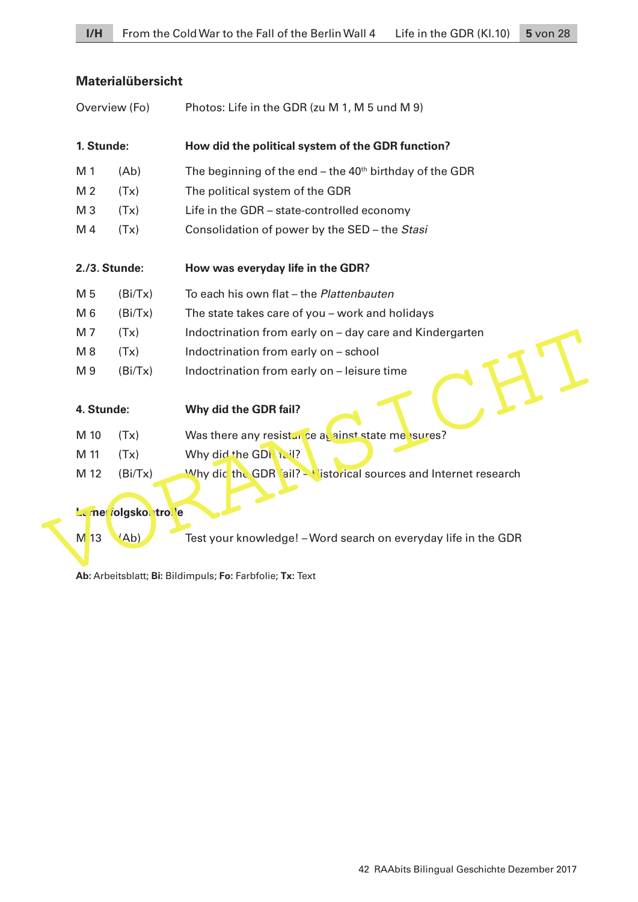## Materialübersicht

| | | |
|---|---|---|
| Overview (Fo) | | Photos: Life in the GDR (zu M 1, M 5 und M 9) |
| **1. Stunde:** | | **How did the political system of the GDR function?** |
| M 1 | (Ab) | The beginning of the end – the 40th birthday of the GDR |
| M 2 | (Tx) | The political system of the GDR |
| M 3 | (Tx) | Life in the GDR – state-controlled economy |
| M 4 | (Tx) | Consolidation of power by the SED – the *Stasi* |
| **2./3. Stunde:** | | **How was everyday life in the GDR?** |
| M 5 | (Bi/Tx) | To each his own flat – the *Plattenbauten* |
| M 6 | (Bi/Tx) | The state takes care of you – work and holidays |
| M 7 | (Tx) | Indoctrination from early on – day care and Kindergarten |
| M 8 | (Tx) | Indoctrination from early on – school |
| M 9 | (Bi/Tx) | Indoctrination from early on – leisure time |
| **4. Stunde:** | | **Why did the GDR fail?** |
| M 10 | (Tx) | Was there any resistance against state measures? |
| M 11 | (Tx) | Why did the GDR fail? |
| M 12 | (Bi/Tx) | Why did the GDR fail? – Historical sources and Internet research |
| **Lernerfolgskontrolle** | | |
| M 13 | (Ab) | Test your knowledge! – Word search on everyday life in the GDR |

**Ab:** Arbeitsblatt; **Bi:** Bildimpuls; **Fo:** Farbfolie; **Tx:** Text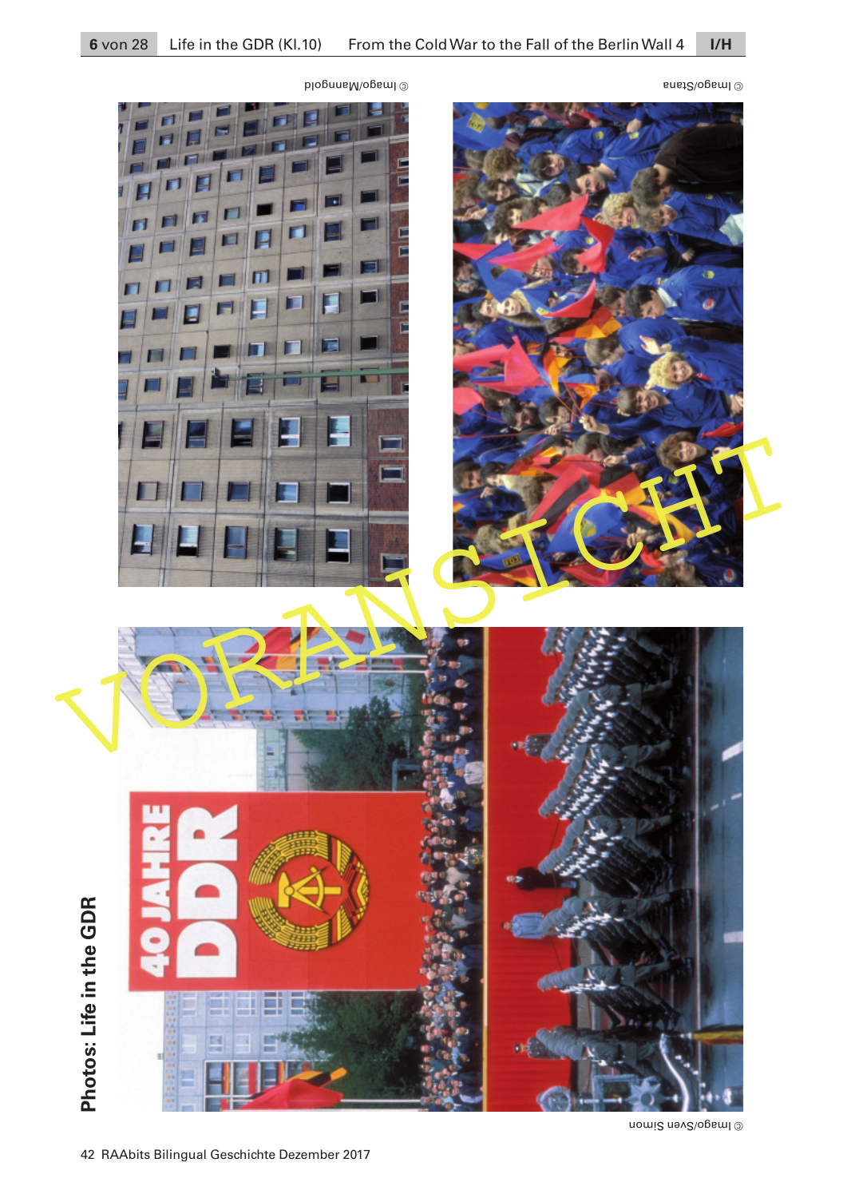© Imago/Mangold

© Imago/Stana

**Photos: Life in the GDR**

© Imago/Sven Simon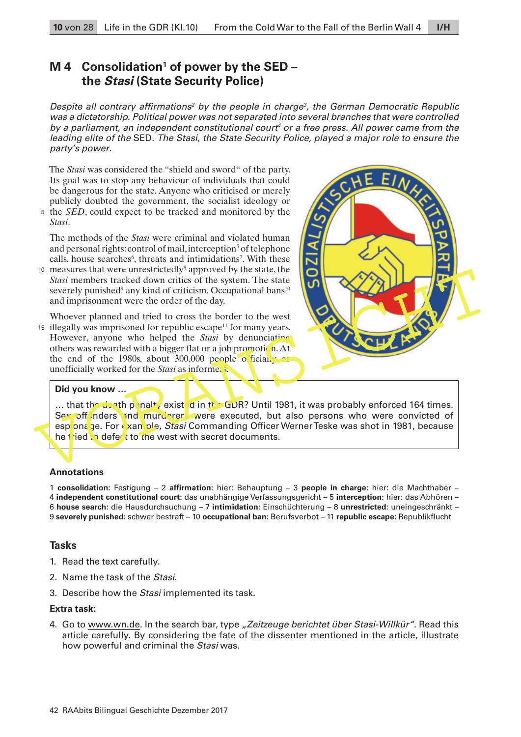# M 4 Consolidation[1] of power by the SED – the *Stasi* (State Security Police)

*Despite all contrary affirmations[2] by the people in charge[3], the German Democratic Republic was a dictatorship. Political power was not separated into several branches that were controlled by a parliament, an independent constitutional court[4] or a free press. All power came from the leading elite of the* SED*. The Stasi, the State Security Police, played a major role to ensure the party's power.*

The *Stasi* was considered the "shield and sword" of the party. Its goal was to stop any behaviour of individuals that could be dangerous for the state. Anyone who criticised or merely publicly doubted the government, the socialist ideology or the *SED*, could expect to be tracked and monitored by the *Stasi*.

The methods of the *Stasi* were criminal and violated human and personal rights: control of mail, interception[5] of telephone calls, house searches[6], threats and intimidations[7]. With these measures that were unrestrictedly[8] approved by the state, the *Stasi* members tracked down critics of the system. The state severely punished[9] any kind of criticism. Occupational bans[10] and imprisonment were the order of the day.

Whoever planned and tried to cross the border to the west illegally was imprisoned for republic escape[11] for many years. However, anyone who helped the *Stasi* by denunciating others was rewarded with a bigger flat or a job promotion. At the end of the 1980s, about 300,000 people officially or unofficially worked for the *Stasi* as informers.

> **Did you know …**
>
> … that the death penalty existed in the GDR? Until 1981, it was probably enforced 164 times. Sex offenders and murderers were executed, but also persons who were convicted of espionage. For example, *Stasi* Commanding Officer Werner Teske was shot in 1981, because he tried to defect to the west with secret documents.

### Annotations

1 **consolidation:** Festigung – 2 **affirmation:** hier: Behauptung – 3 **people in charge:** hier: die Machthaber – 4 **independent constitutional court:** das unabhängige Verfassungsgericht – 5 **interception:** hier: das Abhören – 6 **house search:** die Hausdurchsuchung – 7 **intimidation:** Einschüchterung – 8 **unrestricted:** uneingeschränkt – 9 **severely punished:** schwer bestraft – 10 **occupational ban:** Berufsverbot – 11 **republic escape:** Republikflucht

## Tasks

1. Read the text carefully.
2. Name the task of the *Stasi*.
3. Describe how the *Stasi* implemented its task.

**Extra task:**

4. Go to www.wn.de. In the search bar, type *„Zeitzeuge berichtet über Stasi-Willkür"*. Read this article carefully. By considering the fate of the dissenter mentioned in the article, illustrate how powerful and criminal the *Stasi* was.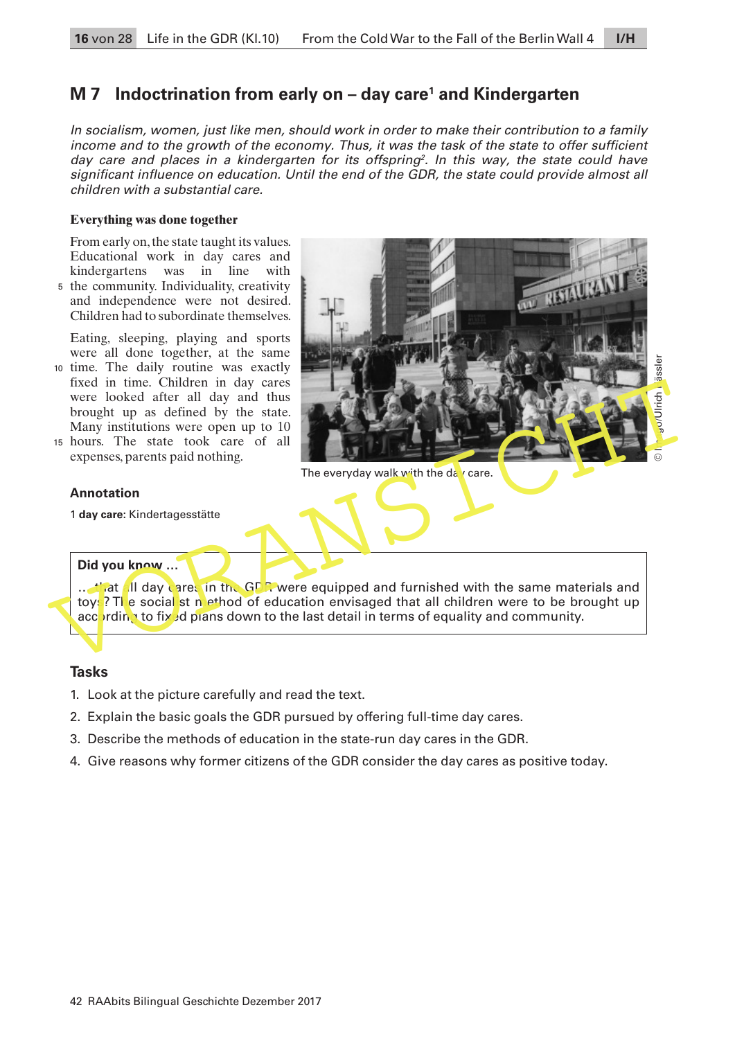## M 7 Indoctrination from early on – day care[1] and Kindergarten

*In socialism, women, just like men, should work in order to make their contribution to a family income and to the growth of the economy. Thus, it was the task of the state to offer sufficient day care and places in a kindergarten for its offspring[2]. In this way, the state could have significant influence on education. Until the end of the GDR, the state could provide almost all children with a substantial care.*

### Everything was done together

From early on, the state taught its values. Educational work in day cares and kindergartens was in line with the community. Individuality, creativity and independence were not desired. Children had to subordinate themselves.

Eating, sleeping, playing and sports were all done together, at the same time. The daily routine was exactly fixed in time. Children in day cares were looked after all day and thus brought up as defined by the state. Many institutions were open up to 10 hours. The state took care of all expenses, parents paid nothing.

The everyday walk with the day care.

© Imago/Ulrich Hässler

### Annotation

1 **day care:** Kindertagesstätte

**Did you know …**

… that all day cares in the GDR were equipped and furnished with the same materials and toys? The socialist method of education envisaged that all children were to be brought up according to fixed plans down to the last detail in terms of equality and community.

### Tasks

1. Look at the picture carefully and read the text.
2. Explain the basic goals the GDR pursued by offering full-time day cares.
3. Describe the methods of education in the state-run day cares in the GDR.
4. Give reasons why former citizens of the GDR consider the day cares as positive today.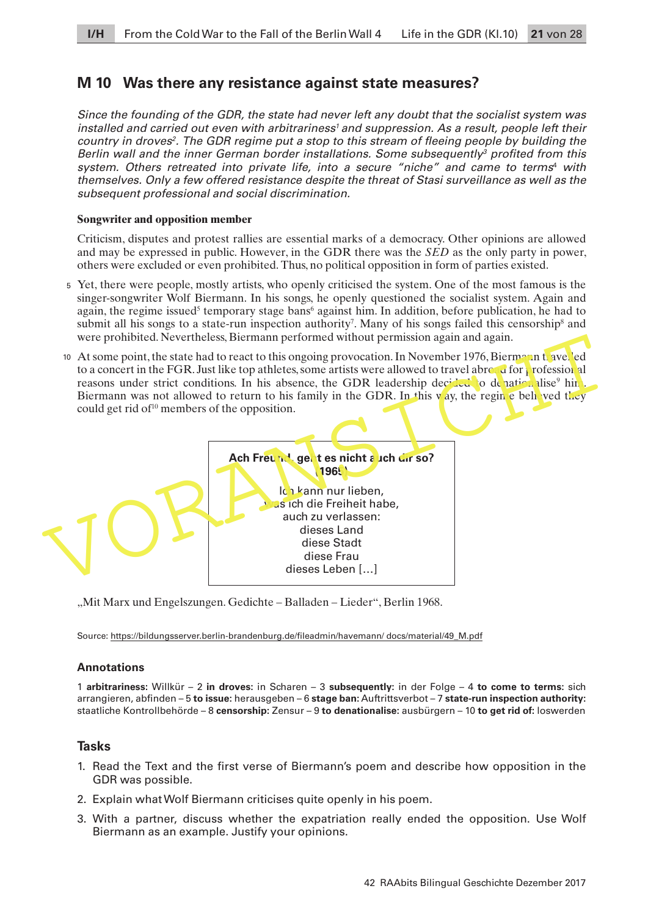## M 10 Was there any resistance against state measures?

*Since the founding of the GDR, the state had never left any doubt that the socialist system was installed and carried out even with arbitrariness[1] and suppression. As a result, people left their country in droves[2]. The GDR regime put a stop to this stream of fleeing people by building the Berlin wall and the inner German border installations. Some subsequently[3] profited from this system. Others retreated into private life, into a secure "niche" and came to terms[4] with themselves. Only a few offered resistance despite the threat of Stasi surveillance as well as the subsequent professional and social discrimination.*

**Songwriter and opposition member**

Criticism, disputes and protest rallies are essential marks of a democracy. Other opinions are allowed and may be expressed in public. However, in the GDR there was the *SED* as the only party in power, others were excluded or even prohibited. Thus, no political opposition in form of parties existed.

5 Yet, there were people, mostly artists, who openly criticised the system. One of the most famous is the singer-songwriter Wolf Biermann. In his songs, he openly questioned the socialist system. Again and again, the regime issued[5] temporary stage bans[6] against him. In addition, before publication, he had to submit all his songs to a state-run inspection authority[7]. Many of his songs failed this censorship[8] and were prohibited. Nevertheless, Biermann performed without permission again and again.

10 At some point, the state had to react to this ongoing provocation. In November 1976, Biermann travelled to a concert in the FGR. Just like top athletes, some artists were allowed to travel abroad for professional reasons under strict conditions. In his absence, the GDR leadership decided to denationalise[9] him. Biermann was not allowed to return to his family in the GDR. In this way, the regime believed they could get rid of[10] members of the opposition.

**Ach Freund, geht es nicht auch dir so? (1965)**

Ich kann nur lieben,
was ich die Freiheit habe,
auch zu verlassen:
dieses Land
diese Stadt
diese Frau
dieses Leben […]

„Mit Marx und Engelszungen. Gedichte – Balladen – Lieder", Berlin 1968.

Source: https://bildungsserver.berlin-brandenburg.de/fileadmin/havemann/ docs/material/49_M.pdf

### Annotations

1 **arbitrariness:** Willkür – 2 **in droves:** in Scharen – 3 **subsequently:** in der Folge – 4 **to come to terms:** sich arrangieren, abfinden – 5 **to issue:** herausgeben – 6 **stage ban:** Auftrittsverbot – 7 **state-run inspection authority:** staatliche Kontrollbehörde – 8 **censorship:** Zensur – 9 **to denationalise:** ausbürgern – 10 **to get rid of:** loswerden

### Tasks

1. Read the Text and the first verse of Biermann's poem and describe how opposition in the GDR was possible.
2. Explain what Wolf Biermann criticises quite openly in his poem.
3. With a partner, discuss whether the expatriation really ended the opposition. Use Wolf Biermann as an example. Justify your opinions.